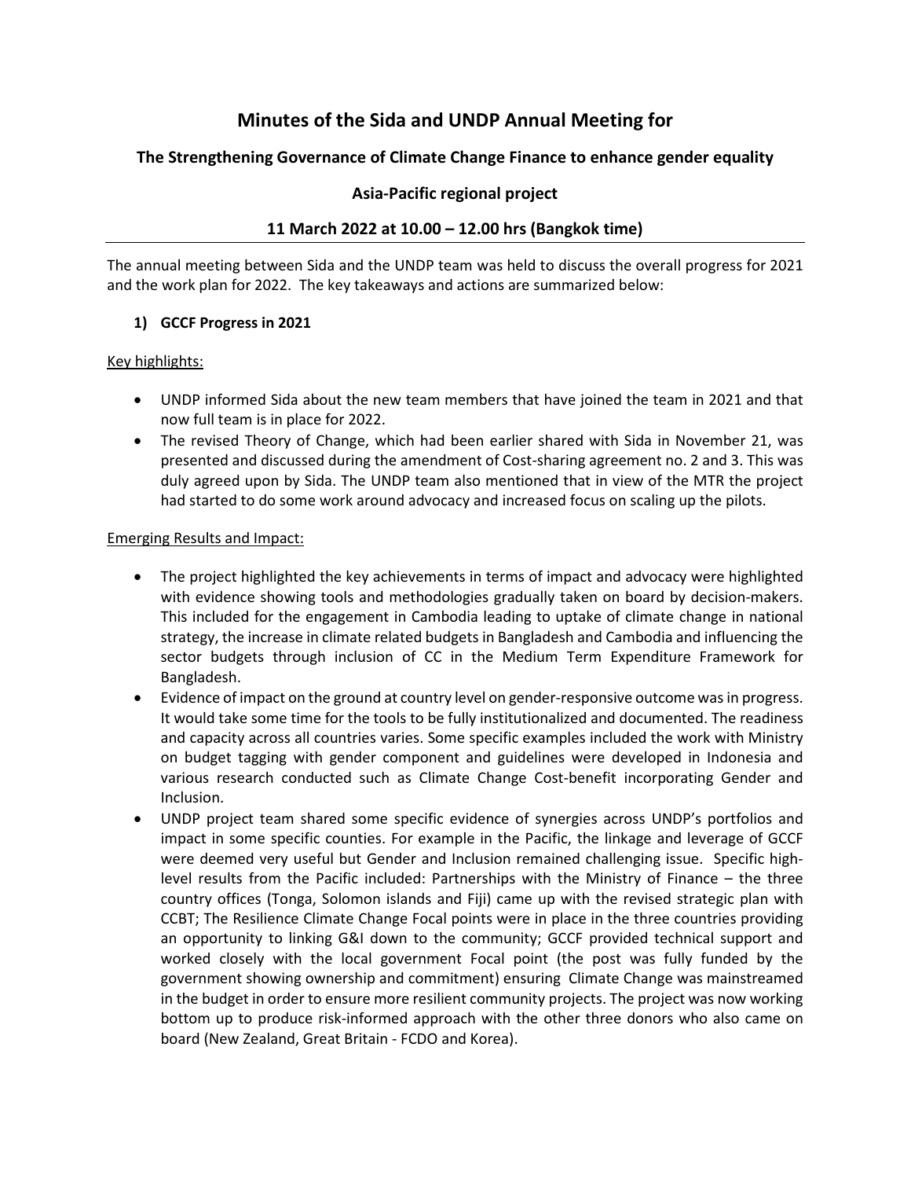# Minutes of the Sida and UNDP Annual Meeting for

## The Strengthening Governance of Climate Change Finance to enhance gender equality

## Asia-Pacific regional project

## 11 March 2022 at 10.00 – 12.00 hrs (Bangkok time)

The annual meeting between Sida and the UNDP team was held to discuss the overall progress for 2021 and the work plan for 2022. The key takeaways and actions are summarized below:

### 1) GCCF Progress in 2021

Key highlights:

- UNDP informed Sida about the new team members that have joined the team in 2021 and that now full team is in place for 2022.
- The revised Theory of Change, which had been earlier shared with Sida in November 21, was presented and discussed during the amendment of Cost-sharing agreement no. 2 and 3. This was duly agreed upon by Sida. The UNDP team also mentioned that in view of the MTR the project had started to do some work around advocacy and increased focus on scaling up the pilots.

Emerging Results and Impact:

- The project highlighted the key achievements in terms of impact and advocacy were highlighted with evidence showing tools and methodologies gradually taken on board by decision-makers. This included for the engagement in Cambodia leading to uptake of climate change in national strategy, the increase in climate related budgets in Bangladesh and Cambodia and influencing the sector budgets through inclusion of CC in the Medium Term Expenditure Framework for Bangladesh.
- Evidence of impact on the ground at country level on gender-responsive outcome was in progress. It would take some time for the tools to be fully institutionalized and documented. The readiness and capacity across all countries varies. Some specific examples included the work with Ministry on budget tagging with gender component and guidelines were developed in Indonesia and various research conducted such as Climate Change Cost-benefit incorporating Gender and Inclusion.
- UNDP project team shared some specific evidence of synergies across UNDP's portfolios and impact in some specific counties. For example in the Pacific, the linkage and leverage of GCCF were deemed very useful but Gender and Inclusion remained challenging issue. Specific high-level results from the Pacific included: Partnerships with the Ministry of Finance – the three country offices (Tonga, Solomon islands and Fiji) came up with the revised strategic plan with CCBT; The Resilience Climate Change Focal points were in place in the three countries providing an opportunity to linking G&I down to the community; GCCF provided technical support and worked closely with the local government Focal point (the post was fully funded by the government showing ownership and commitment) ensuring Climate Change was mainstreamed in the budget in order to ensure more resilient community projects. The project was now working bottom up to produce risk-informed approach with the other three donors who also came on board (New Zealand, Great Britain - FCDO and Korea).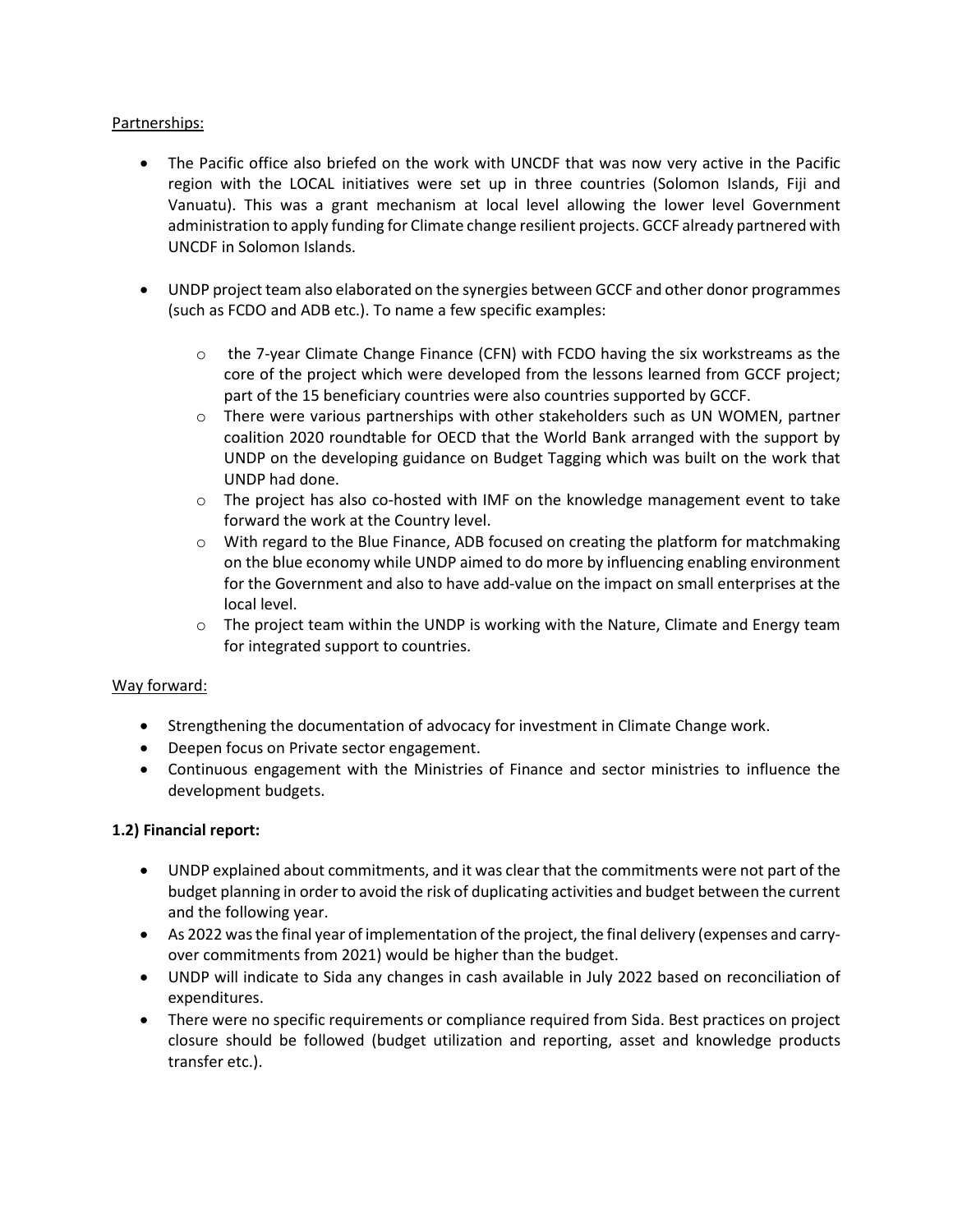Partnerships:

- The Pacific office also briefed on the work with UNCDF that was now very active in the Pacific region with the LOCAL initiatives were set up in three countries (Solomon Islands, Fiji and Vanuatu). This was a grant mechanism at local level allowing the lower level Government administration to apply funding for Climate change resilient projects. GCCF already partnered with UNCDF in Solomon Islands.

- UNDP project team also elaborated on the synergies between GCCF and other donor programmes (such as FCDO and ADB etc.). To name a few specific examples:

  - the 7-year Climate Change Finance (CFN) with FCDO having the six workstreams as the core of the project which were developed from the lessons learned from GCCF project; part of the 15 beneficiary countries were also countries supported by GCCF.
  - There were various partnerships with other stakeholders such as UN WOMEN, partner coalition 2020 roundtable for OECD that the World Bank arranged with the support by UNDP on the developing guidance on Budget Tagging which was built on the work that UNDP had done.
  - The project has also co-hosted with IMF on the knowledge management event to take forward the work at the Country level.
  - With regard to the Blue Finance, ADB focused on creating the platform for matchmaking on the blue economy while UNDP aimed to do more by influencing enabling environment for the Government and also to have add-value on the impact on small enterprises at the local level.
  - The project team within the UNDP is working with the Nature, Climate and Energy team for integrated support to countries.

Way forward:

- Strengthening the documentation of advocacy for investment in Climate Change work.
- Deepen focus on Private sector engagement.
- Continuous engagement with the Ministries of Finance and sector ministries to influence the development budgets.

**1.2) Financial report:**

- UNDP explained about commitments, and it was clear that the commitments were not part of the budget planning in order to avoid the risk of duplicating activities and budget between the current and the following year.
- As 2022 was the final year of implementation of the project, the final delivery (expenses and carry-over commitments from 2021) would be higher than the budget.
- UNDP will indicate to Sida any changes in cash available in July 2022 based on reconciliation of expenditures.
- There were no specific requirements or compliance required from Sida. Best practices on project closure should be followed (budget utilization and reporting, asset and knowledge products transfer etc.).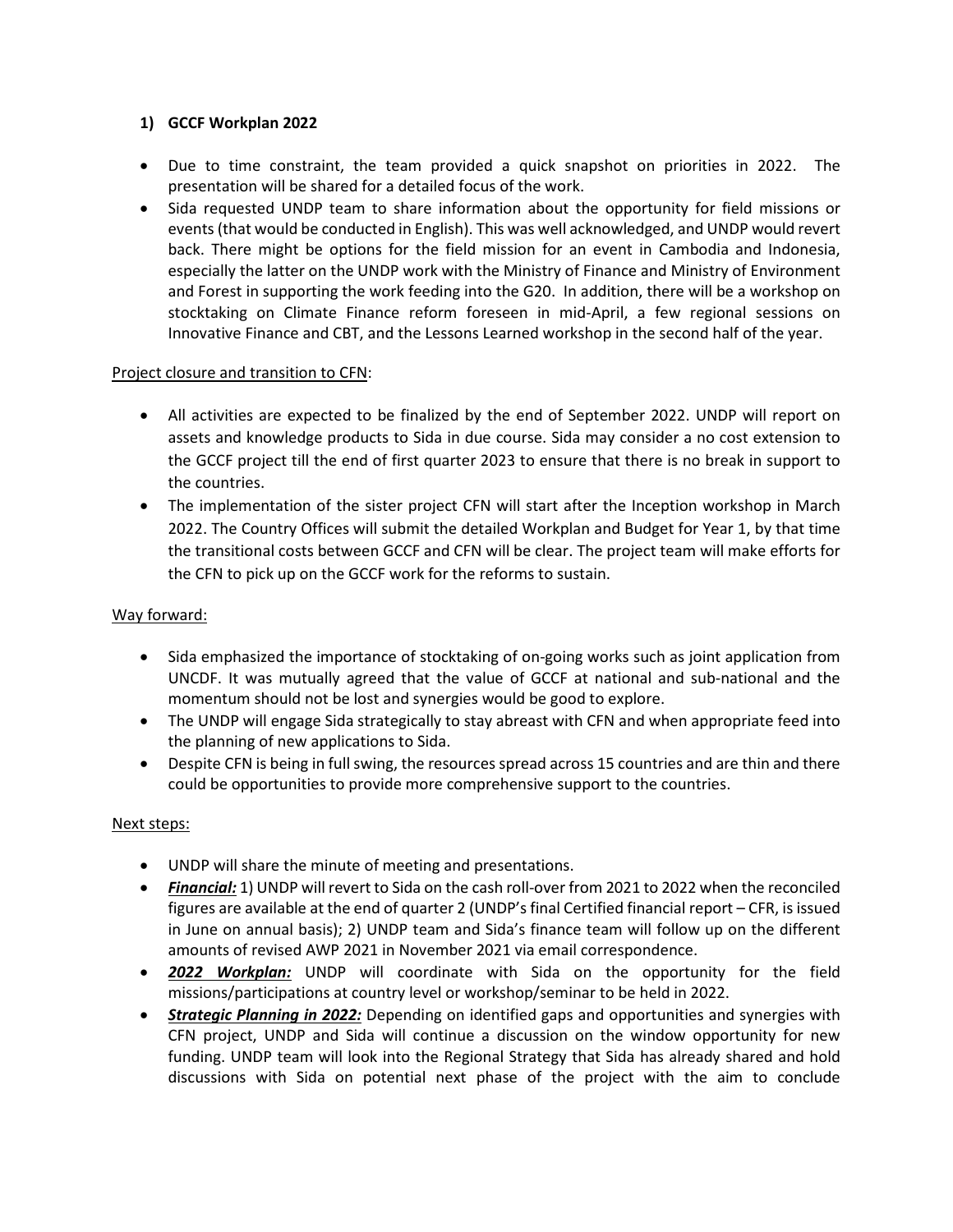**1) GCCF Workplan 2022**

- Due to time constraint, the team provided a quick snapshot on priorities in 2022. The presentation will be shared for a detailed focus of the work.
- Sida requested UNDP team to share information about the opportunity for field missions or events (that would be conducted in English). This was well acknowledged, and UNDP would revert back. There might be options for the field mission for an event in Cambodia and Indonesia, especially the latter on the UNDP work with the Ministry of Finance and Ministry of Environment and Forest in supporting the work feeding into the G20. In addition, there will be a workshop on stocktaking on Climate Finance reform foreseen in mid-April, a few regional sessions on Innovative Finance and CBT, and the Lessons Learned workshop in the second half of the year.

<u>Project closure and transition to CFN</u>:

- All activities are expected to be finalized by the end of September 2022. UNDP will report on assets and knowledge products to Sida in due course. Sida may consider a no cost extension to the GCCF project till the end of first quarter 2023 to ensure that there is no break in support to the countries.
- The implementation of the sister project CFN will start after the Inception workshop in March 2022. The Country Offices will submit the detailed Workplan and Budget for Year 1, by that time the transitional costs between GCCF and CFN will be clear. The project team will make efforts for the CFN to pick up on the GCCF work for the reforms to sustain.

<u>Way forward:</u>

- Sida emphasized the importance of stocktaking of on-going works such as joint application from UNCDF. It was mutually agreed that the value of GCCF at national and sub-national and the momentum should not be lost and synergies would be good to explore.
- The UNDP will engage Sida strategically to stay abreast with CFN and when appropriate feed into the planning of new applications to Sida.
- Despite CFN is being in full swing, the resources spread across 15 countries and are thin and there could be opportunities to provide more comprehensive support to the countries.

<u>Next steps:</u>

- UNDP will share the minute of meeting and presentations.
- ***<u>Financial:</u>*** 1) UNDP will revert to Sida on the cash roll-over from 2021 to 2022 when the reconciled figures are available at the end of quarter 2 (UNDP's final Certified financial report – CFR, is issued in June on annual basis); 2) UNDP team and Sida's finance team will follow up on the different amounts of revised AWP 2021 in November 2021 via email correspondence.
- ***<u>2022 Workplan:</u>*** UNDP will coordinate with Sida on the opportunity for the field missions/participations at country level or workshop/seminar to be held in 2022.
- ***<u>Strategic Planning in 2022:</u>*** Depending on identified gaps and opportunities and synergies with CFN project, UNDP and Sida will continue a discussion on the window opportunity for new funding. UNDP team will look into the Regional Strategy that Sida has already shared and hold discussions with Sida on potential next phase of the project with the aim to conclude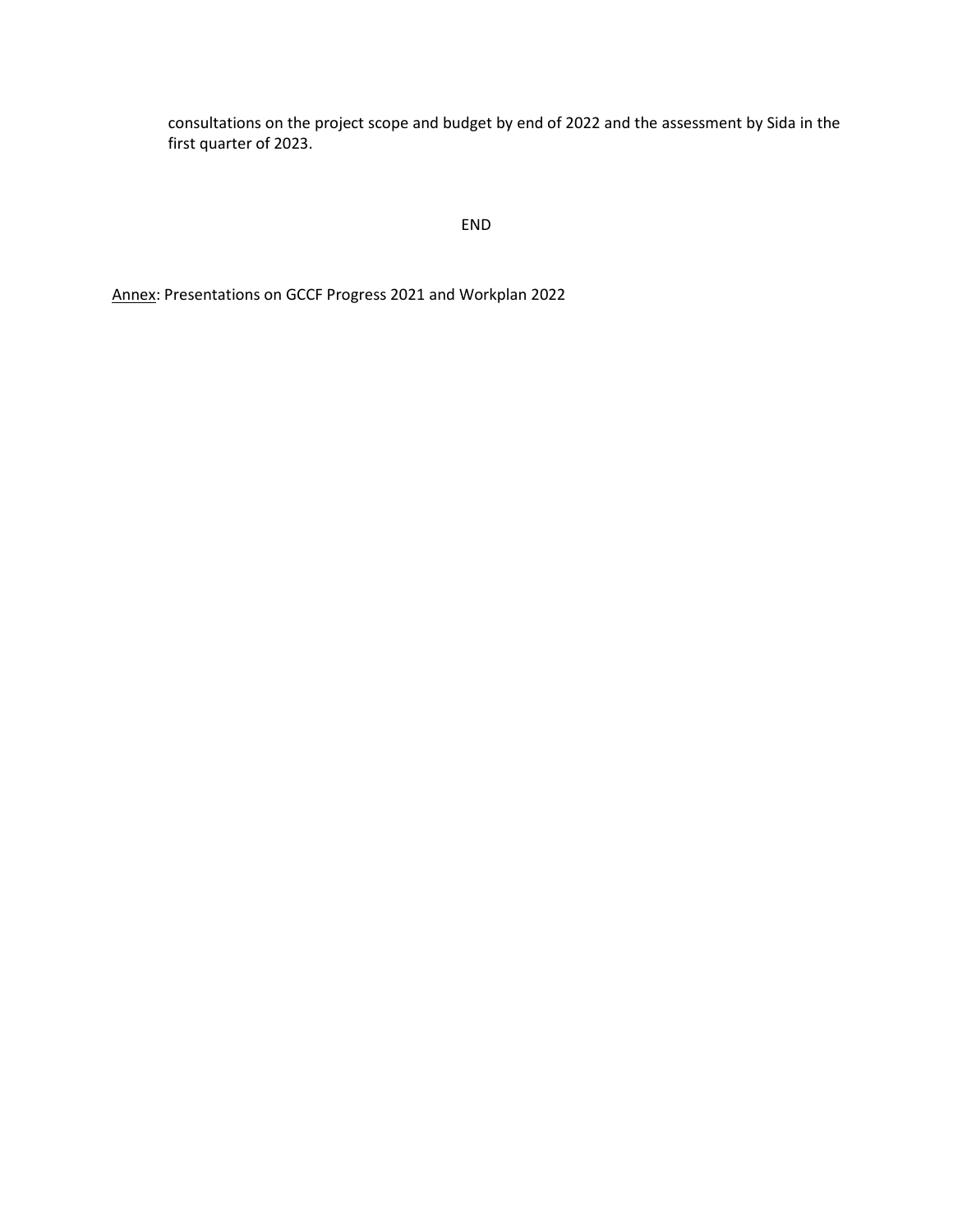consultations on the project scope and budget by end of 2022 and the assessment by Sida in the first quarter of 2023.

END

<u>Annex</u>: Presentations on GCCF Progress 2021 and Workplan 2022